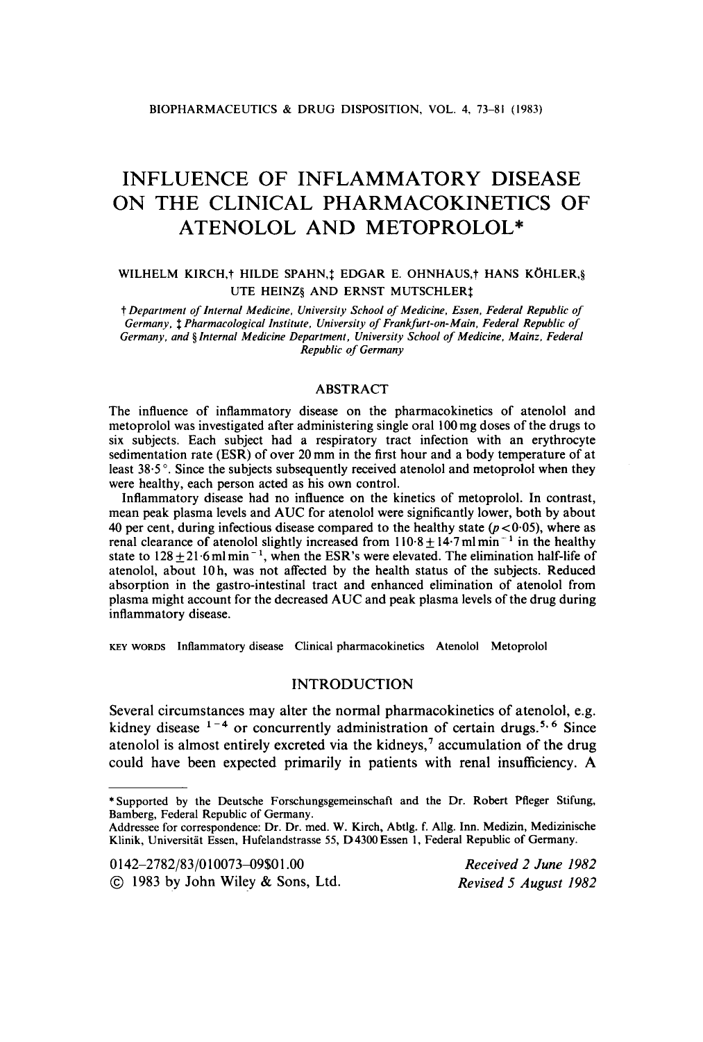# INFLUENCE OF INFLAMMATORY DISEASE ON THE CLINICAL PHARMACOKINETICS OF ATENOLOL AND METOPROLOL*

WILHELM KIRCH,† HILDE SPAHN,‡ EDGAR E. OHNHAUS,† HANS KÖHLER,§ UTE HEINZ§ AND ERNST MUTSCHLER‡

† *Department of Internal Medicine, University School of Medicine, Essen, Federal Republic of Germany,* ‡ *Pharmacological Institute, University of Frankfurt-on-Main, Federal Republic of Germany, and* § *Internal Medicine Department, University School of Medicine, Mainz, Federal Republic of Germany*

## ABSTRACT

The influence of inflammatory disease on the pharmacokinetics of atenolol and metoprolol was investigated after administering single oral 100 mg doses of the drugs to six subjects. Each subject had a respiratory tract infection with an erythrocyte sedimentation rate (ESR) of over 20 mm in the first hour and a body temperature of at least 38·5°. Since the subjects subsequently received atenolol and metoprolol when they were healthy, each person acted as his own control.

Inflammatory disease had no influence on the kinetics of metoprolol. In contrast, mean peak plasma levels and AUC for atenolol were significantly lower, both by about 40 per cent, during infectious disease compared to the healthy state ($p < 0{\cdot}05$), where as renal clearance of atenolol slightly increased from $110{\cdot}8 \pm 14{\cdot}7\,\text{ml}\,\text{min}^{-1}$ in the healthy state to $128 \pm 21{\cdot}6\,\text{ml}\,\text{min}^{-1}$, when the ESR's were elevated. The elimination half-life of atenolol, about 10 h, was not affected by the health status of the subjects. Reduced absorption in the gastro-intestinal tract and enhanced elimination of atenolol from plasma might account for the decreased AUC and peak plasma levels of the drug during inflammatory disease.

KEY WORDS Inflammatory disease Clinical pharmacokinetics Atenolol Metoprolol

## INTRODUCTION

Several circumstances may alter the normal pharmacokinetics of atenolol, e.g. kidney disease [1–4] or concurrently administration of certain drugs.[5,6] Since atenolol is almost entirely excreted via the kidneys,[7] accumulation of the drug could have been expected primarily in patients with renal insufficiency. A

---

*Supported by the Deutsche Forschungsgemeinschaft and the Dr. Robert Pfleger Stifung, Bamberg, Federal Republic of Germany.

Addressee for correspondence: Dr. Dr. med. W. Kirch, Abtlg. f. Allg. Inn. Medizin, Medizinische Klinik, Universität Essen, Hufelandstrasse 55, D4300 Essen 1, Federal Republic of Germany.

0142–2782/83/010073–09$01.00
© 1983 by John Wiley & Sons, Ltd.

*Received 2 June 1982*
*Revised 5 August 1982*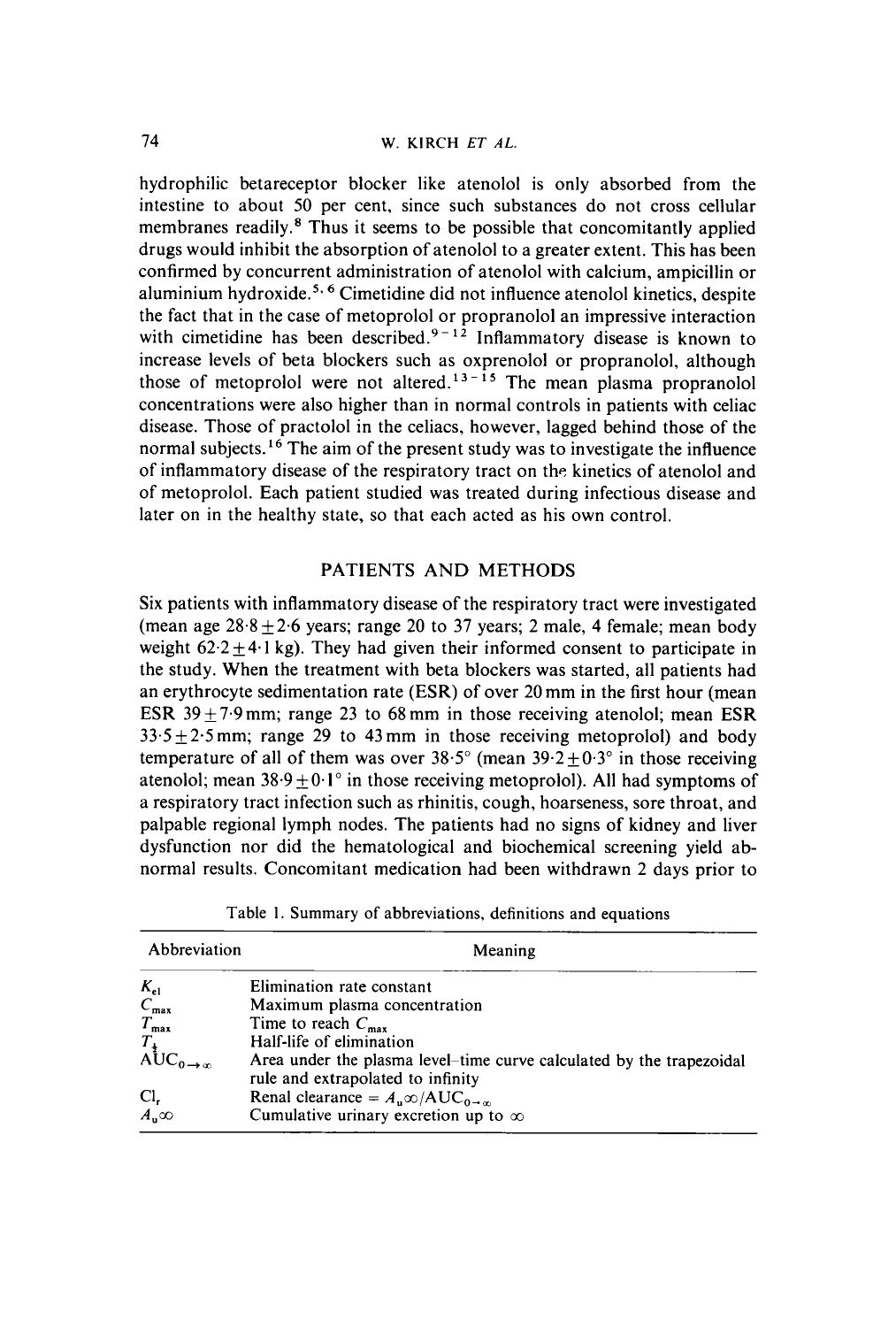hydrophilic betareceptor blocker like atenolol is only absorbed from the intestine to about 50 per cent, since such substances do not cross cellular membranes readily.[8] Thus it seems to be possible that concomitantly applied drugs would inhibit the absorption of atenolol to a greater extent. This has been confirmed by concurrent administration of atenolol with calcium, ampicillin or aluminium hydroxide.[5,6] Cimetidine did not influence atenolol kinetics, despite the fact that in the case of metoprolol or propranolol an impressive interaction with cimetidine has been described.[9-12] Inflammatory disease is known to increase levels of beta blockers such as oxprenolol or propranolol, although those of metoprolol were not altered.[13-15] The mean plasma propranolol concentrations were also higher than in normal controls in patients with celiac disease. Those of practolol in the celiacs, however, lagged behind those of the normal subjects.[16] The aim of the present study was to investigate the influence of inflammatory disease of the respiratory tract on the kinetics of atenolol and of metoprolol. Each patient studied was treated during infectious disease and later on in the healthy state, so that each acted as his own control.

## PATIENTS AND METHODS

Six patients with inflammatory disease of the respiratory tract were investigated (mean age $28.8 \pm 2.6$ years; range 20 to 37 years; 2 male, 4 female; mean body weight $62.2 \pm 4.1$ kg). They had given their informed consent to participate in the study. When the treatment with beta blockers was started, all patients had an erythrocyte sedimentation rate (ESR) of over 20 mm in the first hour (mean ESR $39 \pm 7.9$ mm; range 23 to 68 mm in those receiving atenolol; mean ESR $33.5 \pm 2.5$ mm; range 29 to 43 mm in those receiving metoprolol) and body temperature of all of them was over $38.5°$ (mean $39.2 \pm 0.3°$ in those receiving atenolol; mean $38.9 \pm 0.1°$ in those receiving metoprolol). All had symptoms of a respiratory tract infection such as rhinitis, cough, hoarseness, sore throat, and palpable regional lymph nodes. The patients had no signs of kidney and liver dysfunction nor did the hematological and biochemical screening yield abnormal results. Concomitant medication had been withdrawn 2 days prior to

Table 1. Summary of abbreviations, definitions and equations

| Abbreviation | Meaning |
|---|---|
| $K_{el}$ | Elimination rate constant |
| $C_{max}$ | Maximum plasma concentration |
| $T_{max}$ | Time to reach $C_{max}$ |
| $T_{\frac{1}{2}}$ | Half-life of elimination |
| $AUC_{0\to\infty}$ | Area under the plasma level–time curve calculated by the trapezoidal rule and extrapolated to infinity |
| $Cl_r$ | Renal clearance = $A_u\infty/AUC_{0\to\infty}$ |
| $A_u\infty$ | Cumulative urinary excretion up to $\infty$ |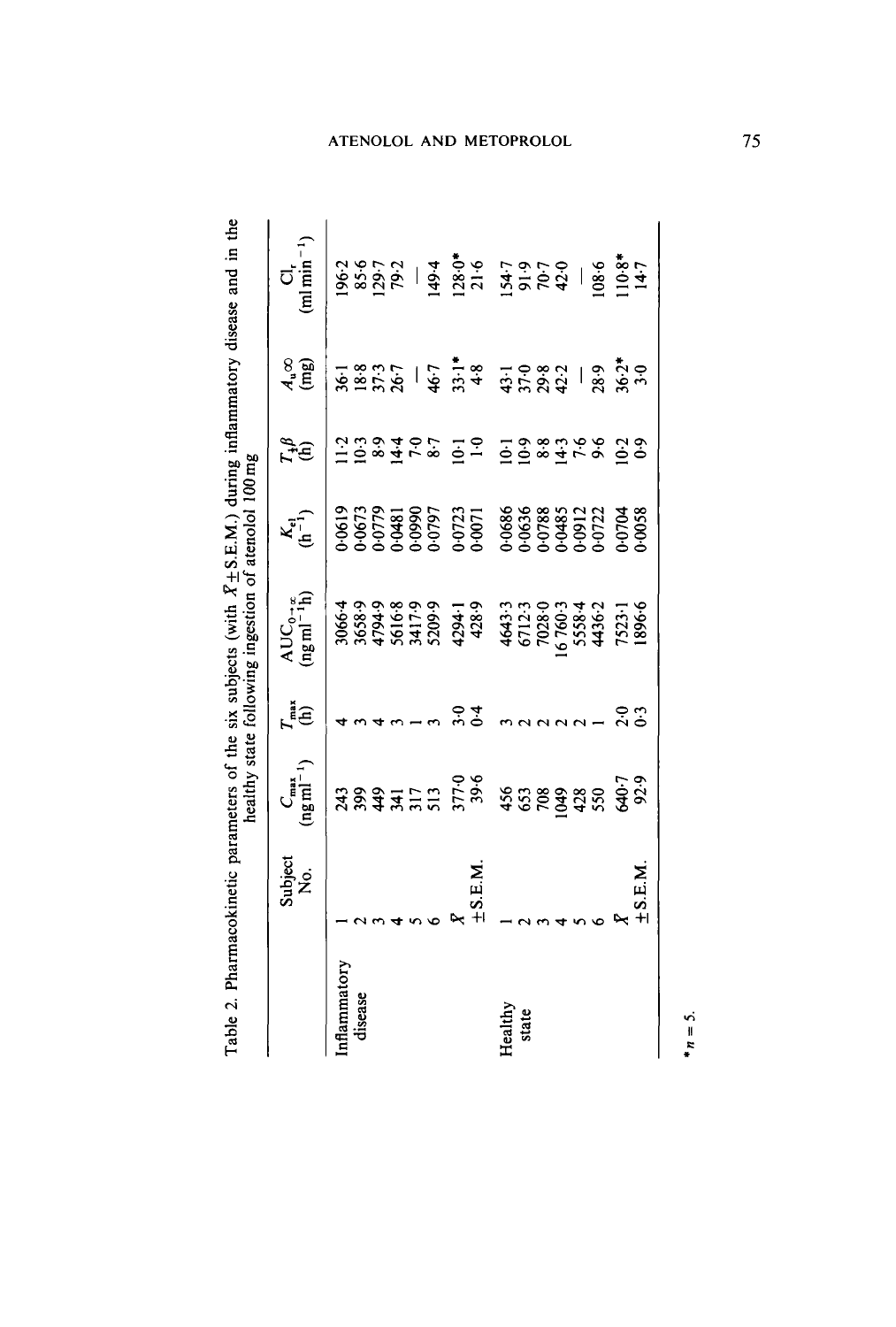Table 2. Pharmacokinetic parameters of the six subjects (with $\bar{X} \pm$ S.E.M.) during inflammatory disease and in the healthy state following ingestion of atenolol 100 mg

| | Subject No. | $C_{max}$ (ng ml$^{-1}$) | $T_{max}$ (h) | $AUC_{0\rightarrow\infty}$ (ng ml$^{-1}$h) | $K_{el}$ (h$^{-1}$) | $T_{\frac{1}{2}}\beta$ (h) | $A_u\infty$ (mg) | $Cl_r$ (ml min$^{-1}$) |
|---|---|---|---|---|---|---|---|---|
| Inflammatory disease | 1 | 243 | 4 | 3066·4 | 0·0619 | 11·2 | 36·1 | 196·2 |
| | 2 | 399 | 3 | 3658·9 | 0·0673 | 10·3 | 18·8 | 85·6 |
| | 3 | 449 | 4 | 4794·9 | 0·0779 | 8·9 | 37·3 | 129·7 |
| | 4 | 341 | 3 | 5616·8 | 0·0481 | 14·4 | 26·7 | 79·2 |
| | 5 | 317 | 1 | 3417·9 | 0·0990 | 7·0 | — | — |
| | 6 | 513 | 3 | 5209·9 | 0·0797 | 8·7 | 46·7 | 149·4 |
| | $\bar{X}$ | 377·0 | 3·0 | 4294·1 | 0·0723 | 10·1 | 33·1* | 128·0* |
| | ±S.E.M. | 39·6 | 0·4 | 428·9 | 0·0071 | 1·0 | 4·8 | 21·6 |
| Healthy state | 1 | 456 | 3 | 4643·3 | 0·0686 | 10·1 | 43·1 | 154·7 |
| | 2 | 653 | 2 | 6712·3 | 0·0636 | 10·9 | 37·0 | 91·9 |
| | 3 | 708 | 2 | 7028·0 | 0·0788 | 8·8 | 29·8 | 70·7 |
| | 4 | 1049 | 2 | 16 760·3 | 0·0485 | 14·3 | 42·2 | 42·0 |
| | 5 | 428 | 2 | 5558·4 | 0·0912 | 7·6 | — | — |
| | 6 | 550 | 1 | 4436·2 | 0·0722 | 9·6 | 28·9 | 108·6 |
| | $\bar{X}$ | 640·7 | 2·0 | 7523·1 | 0·0704 | 10·2 | 36·2* | 110·8* |
| | ±S.E.M. | 92·9 | 0·3 | 1896·6 | 0·0058 | 0·9 | 3·0 | 14·7 |

* $n = 5$.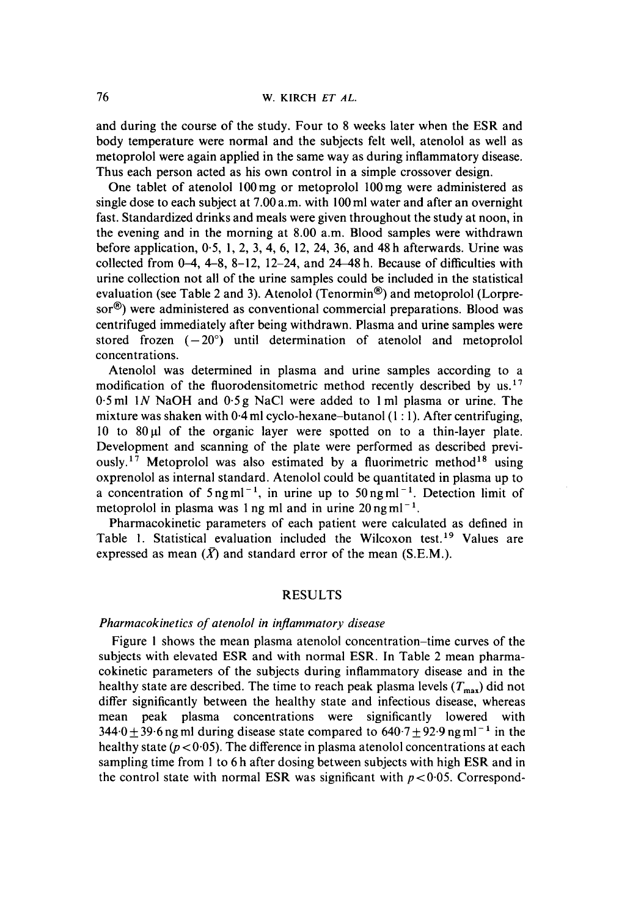and during the course of the study. Four to 8 weeks later when the ESR and body temperature were normal and the subjects felt well, atenolol as well as metoprolol were again applied in the same way as during inflammatory disease. Thus each person acted as his own control in a simple crossover design.

One tablet of atenolol 100 mg or metoprolol 100 mg were administered as single dose to each subject at 7.00 a.m. with 100 ml water and after an overnight fast. Standardized drinks and meals were given throughout the study at noon, in the evening and in the morning at 8.00 a.m. Blood samples were withdrawn before application, 0·5, 1, 2, 3, 4, 6, 12, 24, 36, and 48 h afterwards. Urine was collected from 0–4, 4–8, 8–12, 12–24, and 24–48 h. Because of difficulties with urine collection not all of the urine samples could be included in the statistical evaluation (see Table 2 and 3). Atenolol (Tenormin®) and metoprolol (Lorpresor®) were administered as conventional commercial preparations. Blood was centrifuged immediately after being withdrawn. Plasma and urine samples were stored frozen (−20°) until determination of atenolol and metoprolol concentrations.

Atenolol was determined in plasma and urine samples according to a modification of the fluorodensitometric method recently described by us.[17] 0·5 ml 1*N* NaOH and 0·5 g NaCl were added to 1 ml plasma or urine. The mixture was shaken with 0·4 ml cyclo-hexane–butanol (1 : 1). After centrifuging, 10 to 80 µl of the organic layer were spotted on to a thin-layer plate. Development and scanning of the plate were performed as described previously.[17] Metoprolol was also estimated by a fluorimetric method[18] using oxprenolol as internal standard. Atenolol could be quantitated in plasma up to a concentration of 5 ng ml$^{-1}$, in urine up to 50 ng ml$^{-1}$. Detection limit of metoprolol in plasma was 1 ng ml and in urine 20 ng ml$^{-1}$.

Pharmacokinetic parameters of each patient were calculated as defined in Table 1. Statistical evaluation included the Wilcoxon test.[19] Values are expressed as mean ($\bar{X}$) and standard error of the mean (S.E.M.).

## RESULTS

### *Pharmacokinetics of atenolol in inflammatory disease*

Figure 1 shows the mean plasma atenolol concentration–time curves of the subjects with elevated ESR and with normal ESR. In Table 2 mean pharmacokinetic parameters of the subjects during inflammatory disease and in the healthy state are described. The time to reach peak plasma levels ($T_{max}$) did not differ significantly between the healthy state and infectious disease, whereas mean peak plasma concentrations were significantly lowered with 344·0 ± 39·6 ng ml during disease state compared to 640·7 ± 92·9 ng ml$^{-1}$ in the healthy state ($p < 0·05$). The difference in plasma atenolol concentrations at each sampling time from 1 to 6 h after dosing between subjects with high ESR and in the control state with normal ESR was significant with $p < 0·05$. Correspond-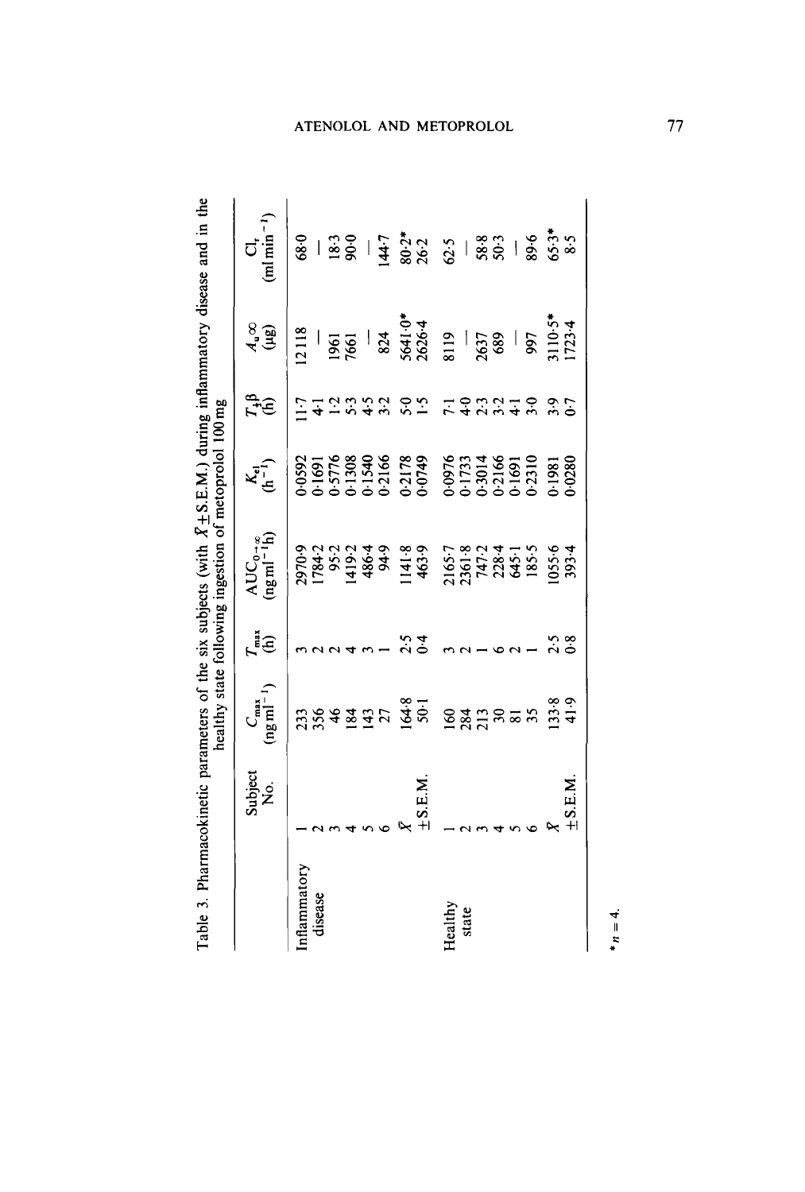Table 3. Pharmacokinetic parameters of the six subjects (with $\bar{X} \pm$ S.E.M.) during inflammatory disease and in the healthy state following ingestion of metoprolol 100 mg

| | Subject No. | $C_{max}$ (ng ml$^{-1}$) | $T_{max}$ (h) | $AUC_{0-\infty}$ (ng ml$^{-1}$h) | $K_{el}$ (h$^{-1}$) | $T_{\frac{1}{2}}\beta$ (h) | $A_u\infty$ (μg) | $Cl_r$ (ml min$^{-1}$) |
|---|---|---|---|---|---|---|---|---|
| Inflammatory disease | 1 | 233 | 3 | 2970·9 | 0·0592 | 11·7 | 12 118 | 68·0 |
| | 2 | 356 | 2 | 1784·2 | 0·1691 | 4·1 | — | — |
| | 3 | 46 | 2 | 95·2 | 0·5776 | 1·2 | 1961 | 18·3 |
| | 4 | 184 | 4 | 1419·2 | 0·1308 | 5·3 | 7661 | 90·0 |
| | 5 | 143 | 3 | 486·4 | 0·1540 | 4·5 | — | — |
| | 6 | 27 | 1 | 94·9 | 0·2166 | 3·2 | 824 | 144·7 |
| | $\bar{X}$ | 164·8 | 2·5 | 1141·8 | 0·2178 | 5·0 | 5641·0* | 80·2* |
| | ±S.E.M. | 50·1 | 0·4 | 463·9 | 0·0749 | 1·5 | 2626·4 | 26·2 |
| Healthy state | 1 | 160 | 3 | 2165·7 | 0·0976 | 7·1 | 8119 | 62·5 |
| | 2 | 284 | 2 | 2361·8 | 0·1733 | 4·0 | — | — |
| | 3 | 213 | 1 | 747·2 | 0·3014 | 2·3 | 2637 | 58·8 |
| | 4 | 30 | 6 | 228·4 | 0·2166 | 3·2 | 689 | 50·3 |
| | 5 | 81 | 2 | 645·1 | 0·1691 | 4·1 | — | — |
| | 6 | 35 | 1 | 185·5 | 0·2310 | 3·0 | 997 | 89·6 |
| | $\bar{X}$ | 133·8 | 2·5 | 1055·6 | 0·1981 | 3·9 | 3110·5* | 65·3* |
| | ±S.E.M. | 41·9 | 0·8 | 393·4 | 0·0280 | 0·7 | 1723·4 | 8·5 |

* $n = 4$.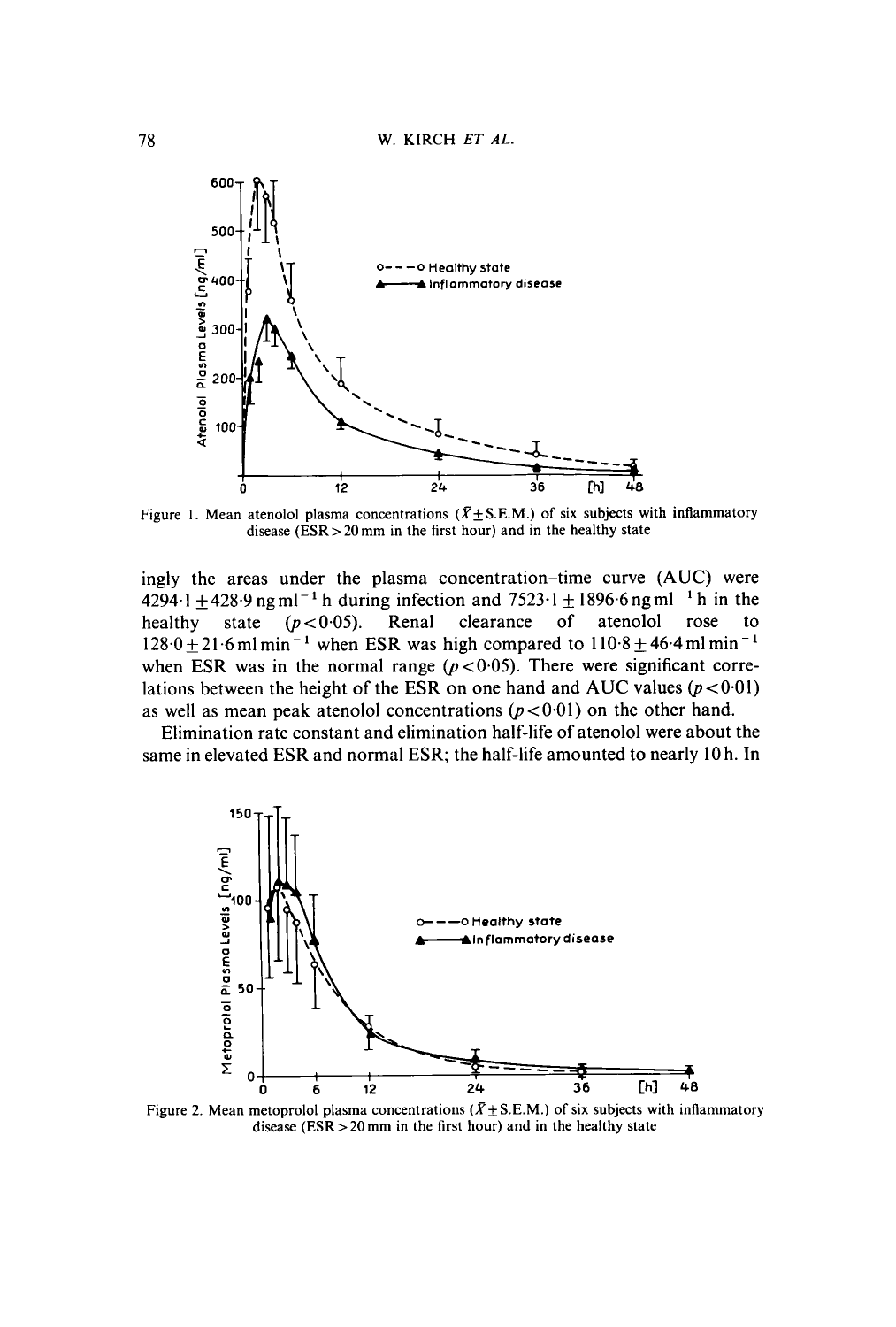Figure 1. Mean atenolol plasma concentrations ($\bar{X} \pm$ S.E.M.) of six subjects with inflammatory disease (ESR > 20 mm in the first hour) and in the healthy state

ingly the areas under the plasma concentration–time curve (AUC) were $4294 \cdot 1 \pm 428 \cdot 9$ ng ml$^{-1}$ h during infection and $7523 \cdot 1 \pm 1896 \cdot 6$ ng ml$^{-1}$ h in the healthy state ($p < 0 \cdot 05$). Renal clearance of atenolol rose to $128 \cdot 0 \pm 21 \cdot 6$ ml min$^{-1}$ when ESR was high compared to $110 \cdot 8 \pm 46 \cdot 4$ ml min$^{-1}$ when ESR was in the normal range ($p < 0 \cdot 05$). There were significant correlations between the height of the ESR on one hand and AUC values ($p < 0 \cdot 01$) as well as mean peak atenolol concentrations ($p < 0 \cdot 01$) on the other hand.

Elimination rate constant and elimination half-life of atenolol were about the same in elevated ESR and normal ESR; the half-life amounted to nearly 10 h. In

Figure 2. Mean metoprolol plasma concentrations ($\bar{X} \pm$ S.E.M.) of six subjects with inflammatory disease (ESR > 20 mm in the first hour) and in the healthy state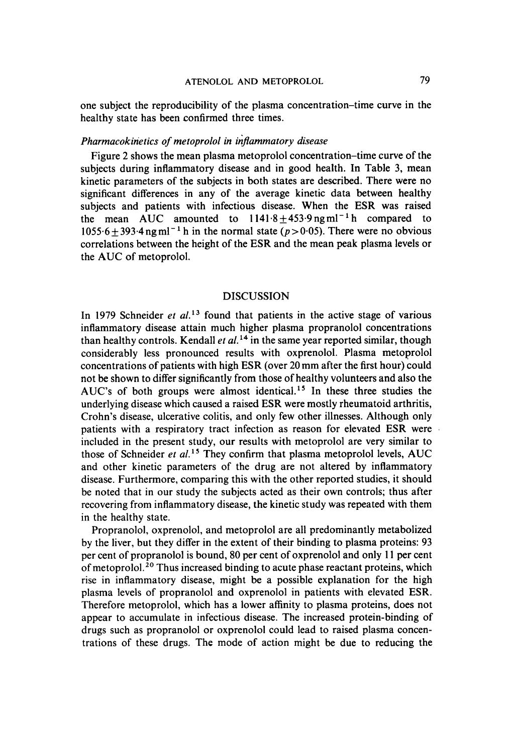one subject the reproducibility of the plasma concentration–time curve in the healthy state has been confirmed three times.

### *Pharmacokinetics of metoprolol in inflammatory disease*

Figure 2 shows the mean plasma metoprolol concentration–time curve of the subjects during inflammatory disease and in good health. In Table 3, mean kinetic parameters of the subjects in both states are described. There were no significant differences in any of the average kinetic data between healthy subjects and patients with infectious disease. When the ESR was raised the mean AUC amounted to $1141{\cdot}8 \pm 453{\cdot}9\,\text{ng}\,\text{ml}^{-1}\,\text{h}$ compared to $1055{\cdot}6 \pm 393{\cdot}4\,\text{ng}\,\text{ml}^{-1}\,\text{h}$ in the normal state ($p > 0{\cdot}05$). There were no obvious correlations between the height of the ESR and the mean peak plasma levels or the AUC of metoprolol.

## DISCUSSION

In 1979 Schneider *et al.*[13] found that patients in the active stage of various inflammatory disease attain much higher plasma propranolol concentrations than healthy controls. Kendall *et al.*[14] in the same year reported similar, though considerably less pronounced results with oxprenolol. Plasma metoprolol concentrations of patients with high ESR (over 20 mm after the first hour) could not be shown to differ significantly from those of healthy volunteers and also the AUC's of both groups were almost identical.[15] In these three studies the underlying disease which caused a raised ESR were mostly rheumatoid arthritis, Crohn's disease, ulcerative colitis, and only few other illnesses. Although only patients with a respiratory tract infection as reason for elevated ESR were included in the present study, our results with metoprolol are very similar to those of Schneider *et al.*[15] They confirm that plasma metoprolol levels, AUC and other kinetic parameters of the drug are not altered by inflammatory disease. Furthermore, comparing this with the other reported studies, it should be noted that in our study the subjects acted as their own controls; thus after recovering from inflammatory disease, the kinetic study was repeated with them in the healthy state.

Propranolol, oxprenolol, and metoprolol are all predominantly metabolized by the liver, but they differ in the extent of their binding to plasma proteins: 93 per cent of propranolol is bound, 80 per cent of oxprenolol and only 11 per cent of metoprolol.[20] Thus increased binding to acute phase reactant proteins, which rise in inflammatory disease, might be a possible explanation for the high plasma levels of propranolol and oxprenolol in patients with elevated ESR. Therefore metoprolol, which has a lower affinity to plasma proteins, does not appear to accumulate in infectious disease. The increased protein-binding of drugs such as propranolol or oxprenolol could lead to raised plasma concentrations of these drugs. The mode of action might be due to reducing the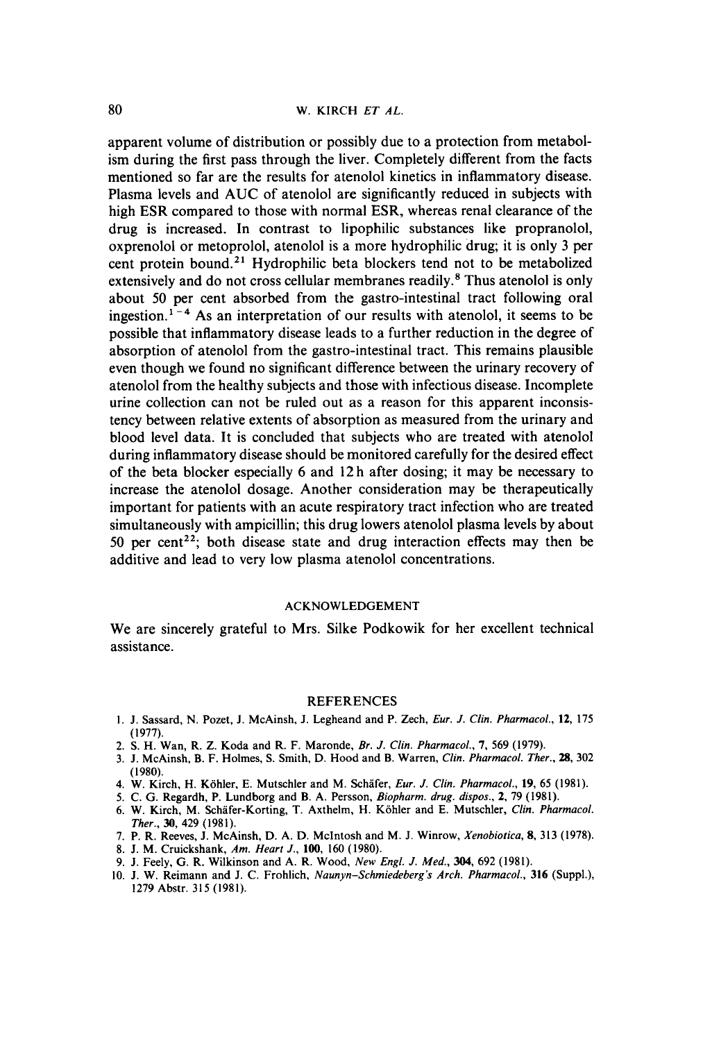apparent volume of distribution or possibly due to a protection from metabolism during the first pass through the liver. Completely different from the facts mentioned so far are the results for atenolol kinetics in inflammatory disease. Plasma levels and AUC of atenolol are significantly reduced in subjects with high ESR compared to those with normal ESR, whereas renal clearance of the drug is increased. In contrast to lipophilic substances like propranolol, oxprenolol or metoprolol, atenolol is a more hydrophilic drug; it is only 3 per cent protein bound.[21] Hydrophilic beta blockers tend not to be metabolized extensively and do not cross cellular membranes readily.[8] Thus atenolol is only about 50 per cent absorbed from the gastro-intestinal tract following oral ingestion.[1-4] As an interpretation of our results with atenolol, it seems to be possible that inflammatory disease leads to a further reduction in the degree of absorption of atenolol from the gastro-intestinal tract. This remains plausible even though we found no significant difference between the urinary recovery of atenolol from the healthy subjects and those with infectious disease. Incomplete urine collection can not be ruled out as a reason for this apparent inconsistency between relative extents of absorption as measured from the urinary and blood level data. It is concluded that subjects who are treated with atenolol during inflammatory disease should be monitored carefully for the desired effect of the beta blocker especially 6 and 12 h after dosing; it may be necessary to increase the atenolol dosage. Another consideration may be therapeutically important for patients with an acute respiratory tract infection who are treated simultaneously with ampicillin; this drug lowers atenolol plasma levels by about 50 per cent[22]; both disease state and drug interaction effects may then be additive and lead to very low plasma atenolol concentrations.

## ACKNOWLEDGEMENT

We are sincerely grateful to Mrs. Silke Podkowik for her excellent technical assistance.

## REFERENCES

1. J. Sassard, N. Pozet, J. McAinsh, J. Legheand and P. Zech, *Eur. J. Clin. Pharmacol.*, **12**, 175 (1977).
2. S. H. Wan, R. Z. Koda and R. F. Maronde, *Br. J. Clin. Pharmacol.*, **7**, 569 (1979).
3. J. McAinsh, B. F. Holmes, S. Smith, D. Hood and B. Warren, *Clin. Pharmacol. Ther.*, **28**, 302 (1980).
4. W. Kirch, H. Köhler, E. Mutschler and M. Schäfer, *Eur. J. Clin. Pharmacol.*, **19**, 65 (1981).
5. C. G. Regardh, P. Lundborg and B. A. Persson, *Biopharm. drug. dispos.*, **2**, 79 (1981).
6. W. Kirch, M. Schäfer-Korting, T. Axthelm, H. Köhler and E. Mutschler, *Clin. Pharmacol. Ther.*, **30**, 429 (1981).
7. P. R. Reeves, J. McAinsh, D. A. D. McIntosh and M. J. Winrow, *Xenobiotica*, **8**, 313 (1978).
8. J. M. Cruickshank, *Am. Heart J.*, **100**, 160 (1980).
9. J. Feely, G. R. Wilkinson and A. R. Wood, *New Engl. J. Med.*, **304**, 692 (1981).
10. J. W. Reimann and J. C. Frohlich, *Naunyn–Schmiedeberg's Arch. Pharmacol.*, **316** (Suppl.), 1279 Abstr. 315 (1981).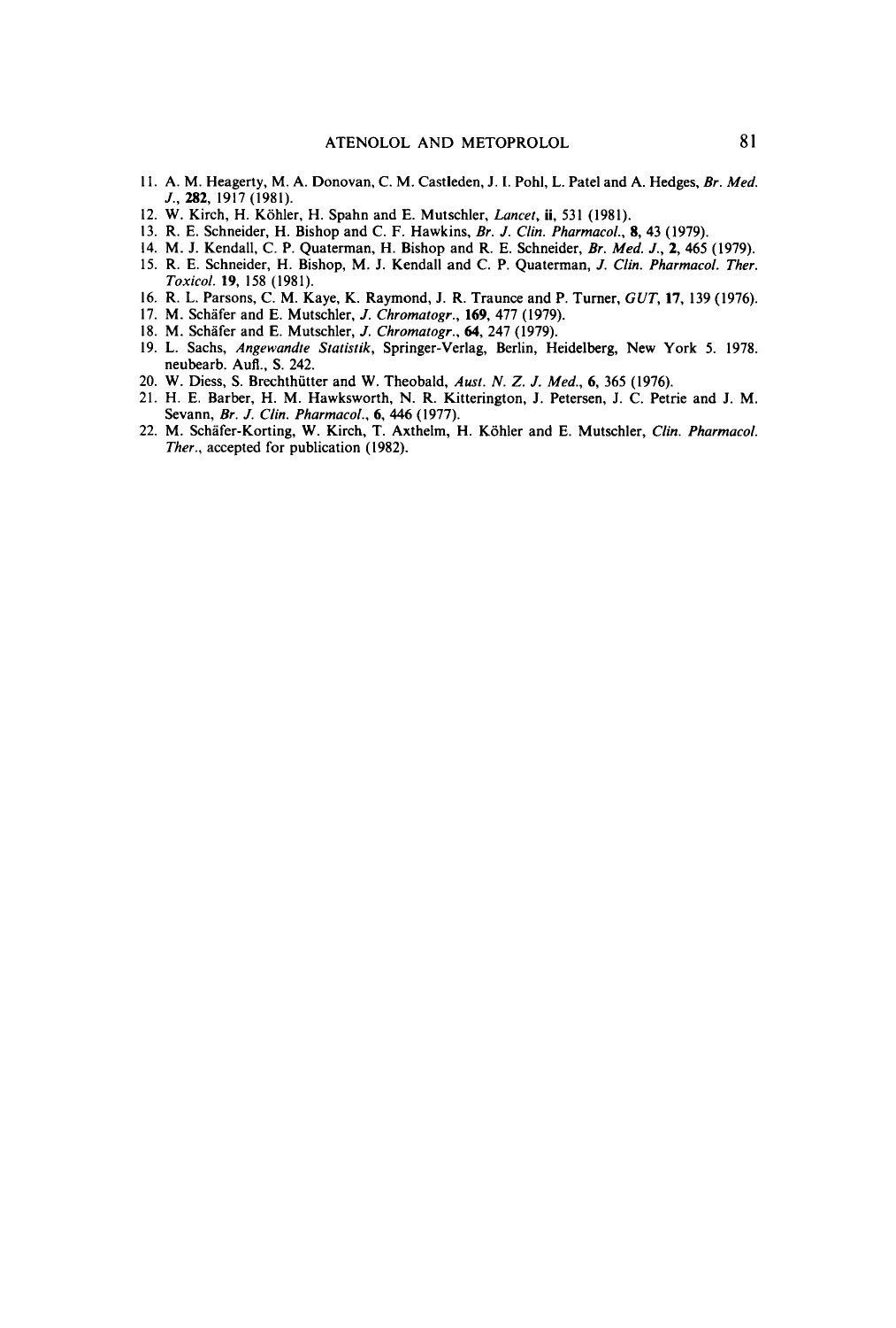11. A. M. Heagerty, M. A. Donovan, C. M. Castleden, J. I. Pohl, L. Patel and A. Hedges, *Br. Med. J.*, **282**, 1917 (1981).
12. W. Kirch, H. Köhler, H. Spahn and E. Mutschler, *Lancet*, **ii**, 531 (1981).
13. R. E. Schneider, H. Bishop and C. F. Hawkins, *Br. J. Clin. Pharmacol.*, **8**, 43 (1979).
14. M. J. Kendall, C. P. Quaterman, H. Bishop and R. E. Schneider, *Br. Med. J.*, **2**, 465 (1979).
15. R. E. Schneider, H. Bishop, M. J. Kendall and C. P. Quaterman, *J. Clin. Pharmacol. Ther. Toxicol.* **19**, 158 (1981).
16. R. L. Parsons, C. M. Kaye, K. Raymond, J. R. Traunce and P. Turner, *GUT*, **17**, 139 (1976).
17. M. Schäfer and E. Mutschler, *J. Chromatogr.*, **169**, 477 (1979).
18. M. Schäfer and E. Mutschler, *J. Chromatogr.*, **64**, 247 (1979).
19. L. Sachs, *Angewandte Statistik*, Springer-Verlag, Berlin, Heidelberg, New York 5. 1978. neubearb. Aufl., S. 242.
20. W. Diess, S. Brechthütter and W. Theobald, *Aust. N. Z. J. Med.*, **6**, 365 (1976).
21. H. E. Barber, H. M. Hawksworth, N. R. Kitterington, J. Petersen, J. C. Petrie and J. M. Sevann, *Br. J. Clin. Pharmacol.*, **6**, 446 (1977).
22. M. Schäfer-Korting, W. Kirch, T. Axthelm, H. Köhler and E. Mutschler, *Clin. Pharmacol. Ther.*, accepted for publication (1982).